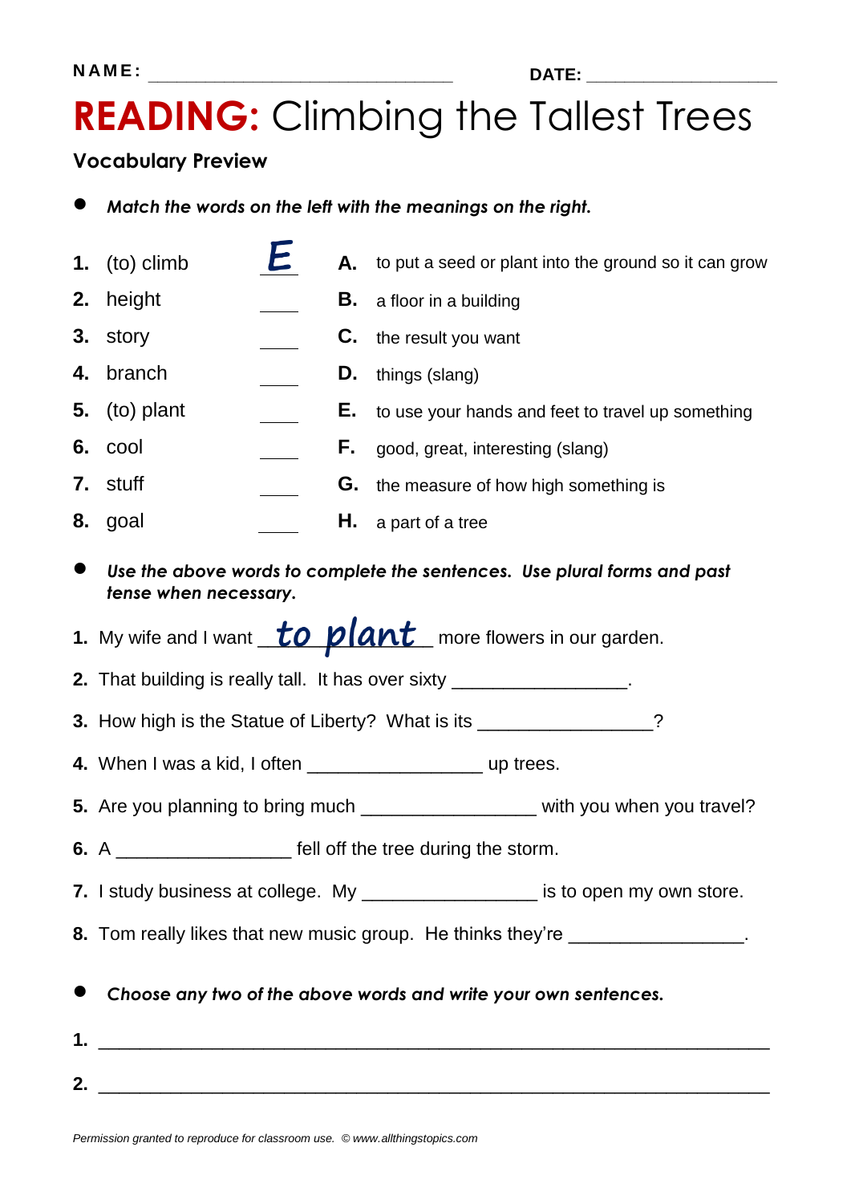**NAME:** ______________________________ **DATE:** ____________________

# **READING:** Climbing the Tallest Trees

### Vocabulary Preview

- ***Match the words on the left with the meanings on the right.***

| | | | | |
|---|---|---|---|---|
| **1.** | (to) climb | E | **A.** | to put a seed or plant into the ground so it can grow |
| **2.** | height | ____ | **B.** | a floor in a building |
| **3.** | story | ____ | **C.** | the result you want |
| **4.** | branch | ____ | **D.** | things (slang) |
| **5.** | (to) plant | ____ | **E.** | to use your hands and feet to travel up something |
| **6.** | cool | ____ | **F.** | good, great, interesting (slang) |
| **7.** | stuff | ____ | **G.** | the measure of how high something is |
| **8.** | goal | ____ | **H.** | a part of a tree |

- ***Use the above words to complete the sentences. Use plural forms and past tense when necessary.***

**1.** My wife and I want __to plant__ more flowers in our garden.

**2.** That building is really tall. It has over sixty ________________.

**3.** How high is the Statue of Liberty? What is its ________________?

**4.** When I was a kid, I often ________________ up trees.

**5.** Are you planning to bring much ________________ with you when you travel?

**6.** A ________________ fell off the tree during the storm.

**7.** I study business at college. My ________________ is to open my own store.

**8.** Tom really likes that new music group. He thinks they're ________________.

- ***Choose any two of the above words and write your own sentences.***

**1.** ______________________________________________________________

**2.** ______________________________________________________________

*Permission granted to reproduce for classroom use. © www.allthingstopics.com*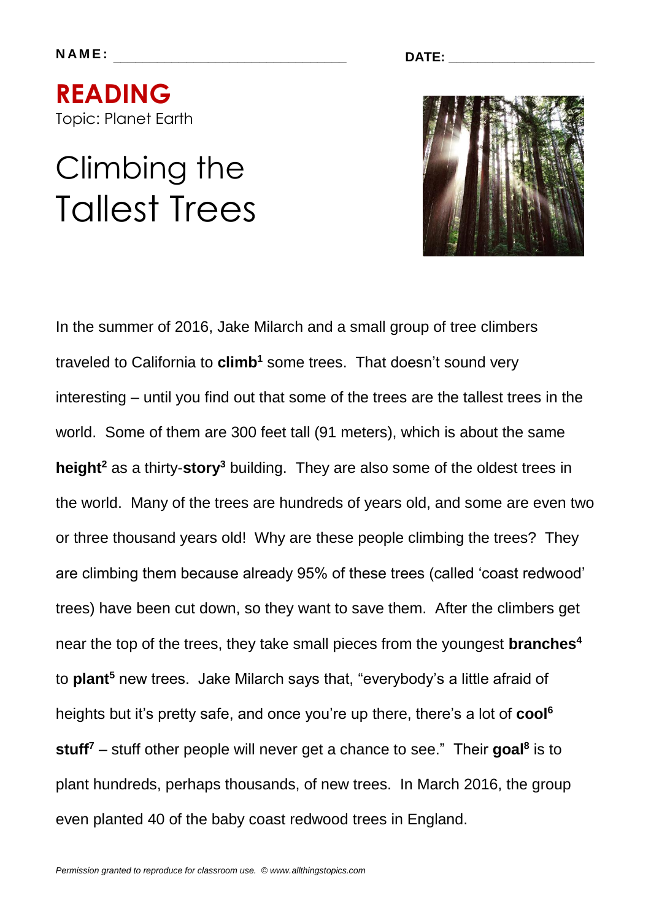NAME: ______________________________ DATE: ___________________

# READING

Topic: Planet Earth

## Climbing the Tallest Trees

In the summer of 2016, Jake Milarch and a small group of tree climbers traveled to California to **climb**[1] some trees. That doesn't sound very interesting – until you find out that some of the trees are the tallest trees in the world. Some of them are 300 feet tall (91 meters), which is about the same **height**[2] as a thirty-**story**[3] building. They are also some of the oldest trees in the world. Many of the trees are hundreds of years old, and some are even two or three thousand years old! Why are these people climbing the trees? They are climbing them because already 95% of these trees (called 'coast redwood' trees) have been cut down, so they want to save them. After the climbers get near the top of the trees, they take small pieces from the youngest **branches**[4] to **plant**[5] new trees. Jake Milarch says that, "everybody's a little afraid of heights but it's pretty safe, and once you're up there, there's a lot of **cool**[6] **stuff**[7] – stuff other people will never get a chance to see." Their **goal**[8] is to plant hundreds, perhaps thousands, of new trees. In March 2016, the group even planted 40 of the baby coast redwood trees in England.

*Permission granted to reproduce for classroom use. © www.allthingstopics.com*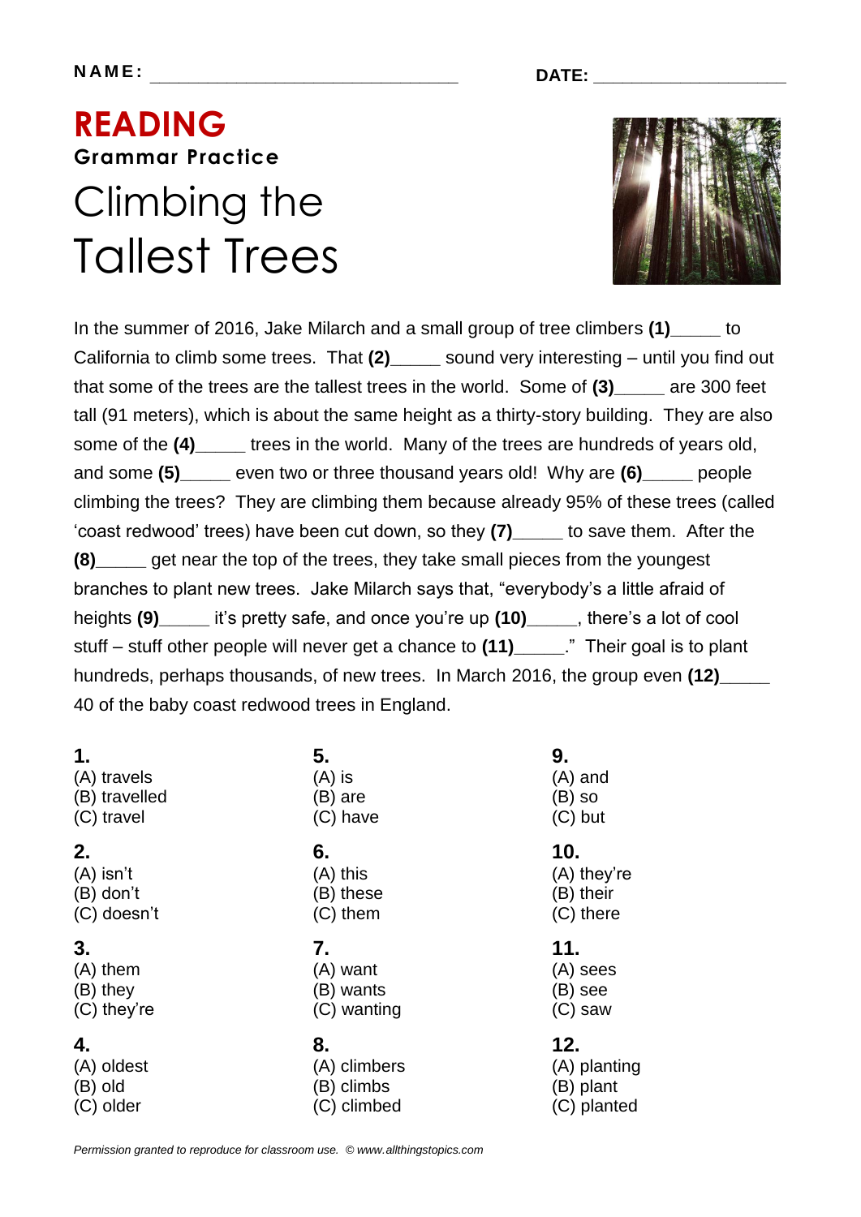NAME: ______________________________ DATE: ____________________

# READING

### Grammar Practice

## Climbing the Tallest Trees

In the summer of 2016, Jake Milarch and a small group of tree climbers **(1)**_____ to California to climb some trees. That **(2)**_____ sound very interesting – until you find out that some of the trees are the tallest trees in the world. Some of **(3)**_____ are 300 feet tall (91 meters), which is about the same height as a thirty-story building. They are also some of the **(4)**_____ trees in the world. Many of the trees are hundreds of years old, and some **(5)**_____ even two or three thousand years old! Why are **(6)**_____ people climbing the trees? They are climbing them because already 95% of these trees (called 'coast redwood' trees) have been cut down, so they **(7)**_____ to save them. After the **(8)**_____ get near the top of the trees, they take small pieces from the youngest branches to plant new trees. Jake Milarch says that, "everybody's a little afraid of heights **(9)**_____ it's pretty safe, and once you're up **(10)**_____, there's a lot of cool stuff – stuff other people will never get a chance to **(11)**_____." Their goal is to plant hundreds, perhaps thousands, of new trees. In March 2016, the group even **(12)**_____ 40 of the baby coast redwood trees in England.

**1.**
(A) travels
(B) travelled
(C) travel

**2.**
(A) isn't
(B) don't
(C) doesn't

**3.**
(A) them
(B) they
(C) they're

**4.**
(A) oldest
(B) old
(C) older

**5.**
(A) is
(B) are
(C) have

**6.**
(A) this
(B) these
(C) them

**7.**
(A) want
(B) wants
(C) wanting

**8.**
(A) climbers
(B) climbs
(C) climbed

**9.**
(A) and
(B) so
(C) but

**10.**
(A) they're
(B) their
(C) there

**11.**
(A) sees
(B) see
(C) saw

**12.**
(A) planting
(B) plant
(C) planted

*Permission granted to reproduce for classroom use. © www.allthingstopics.com*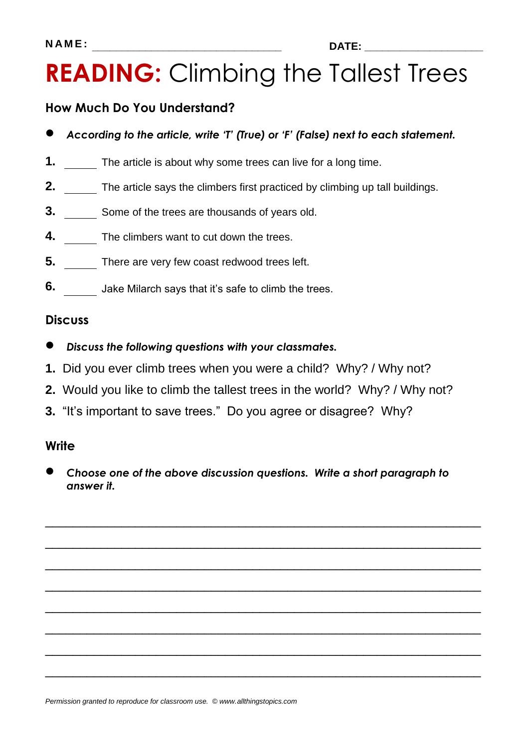NAME: ______________________________ DATE: ____________________

# READING: Climbing the Tallest Trees

## How Much Do You Understand?

- ***According to the article, write 'T' (True) or 'F' (False) next to each statement.***

**1.** ______ The article is about why some trees can live for a long time.

**2.** ______ The article says the climbers first practiced by climbing up tall buildings.

**3.** ______ Some of the trees are thousands of years old.

**4.** ______ The climbers want to cut down the trees.

**5.** ______ There are very few coast redwood trees left.

**6.** ______ Jake Milarch says that it's safe to climb the trees.

## Discuss

- ***Discuss the following questions with your classmates.***

**1.** Did you ever climb trees when you were a child? Why? / Why not?

**2.** Would you like to climb the tallest trees in the world? Why? / Why not?

**3.** "It's important to save trees." Do you agree or disagree? Why?

## Write

- ***Choose one of the above discussion questions. Write a short paragraph to answer it.***

______________________________________________________________________

______________________________________________________________________

______________________________________________________________________

______________________________________________________________________

______________________________________________________________________

______________________________________________________________________

______________________________________________________________________

______________________________________________________________________

*Permission granted to reproduce for classroom use. © www.allthingstopics.com*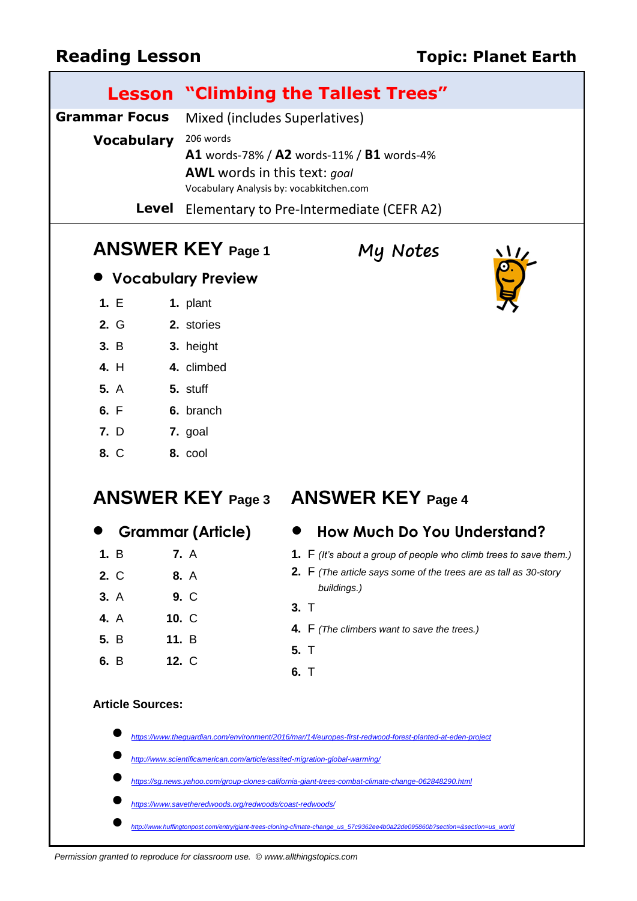**Reading Lesson** **Topic: Planet Earth**

# Lesson "Climbing the Tallest Trees"

**Grammar Focus** Mixed (includes Superlatives)

**Vocabulary** 206 words
**A1** words-78% / **A2** words-11% / **B1** words-4%
**AWL** words in this text: *goal*
Vocabulary Analysis by: vocabkitchen.com

**Level** Elementary to Pre-Intermediate (CEFR A2)

## ANSWER KEY Page 1

*My Notes*

- **Vocabulary Preview**

| | |
|---|---|
| **1.** E | **1.** plant |
| **2.** G | **2.** stories |
| **3.** B | **3.** height |
| **4.** H | **4.** climbed |
| **5.** A | **5.** stuff |
| **6.** F | **6.** branch |
| **7.** D | **7.** goal |
| **8.** C | **8.** cool |

## ANSWER KEY Page 3

- **Grammar (Article)**

| | |
|---|---|
| **1.** B | **7.** A |
| **2.** C | **8.** A |
| **3.** A | **9.** C |
| **4.** A | **10.** C |
| **5.** B | **11.** B |
| **6.** B | **12.** C |

## ANSWER KEY Page 4

- **How Much Do You Understand?**

1. F *(It's about a group of people who climb trees to save them.)*
2. F *(The article says some of the trees are as tall as 30-story buildings.)*
3. T
4. F *(The climbers want to save the trees.)*
5. T
6. T

**Article Sources:**

- *https://www.theguardian.com/environment/2016/mar/14/europes-first-redwood-forest-planted-at-eden-project*
- *http://www.scientificamerican.com/article/assited-migration-global-warming/*
- *https://sg.news.yahoo.com/group-clones-california-giant-trees-combat-climate-change-062848290.html*
- *https://www.savetheredwoods.org/redwoods/coast-redwoods/*
- *http://www.huffingtonpost.com/entry/giant-trees-cloning-climate-change_us_57c9362ee4b0a22de095860b?section=&section=us_world*

*Permission granted to reproduce for classroom use. © www.allthingstopics.com*